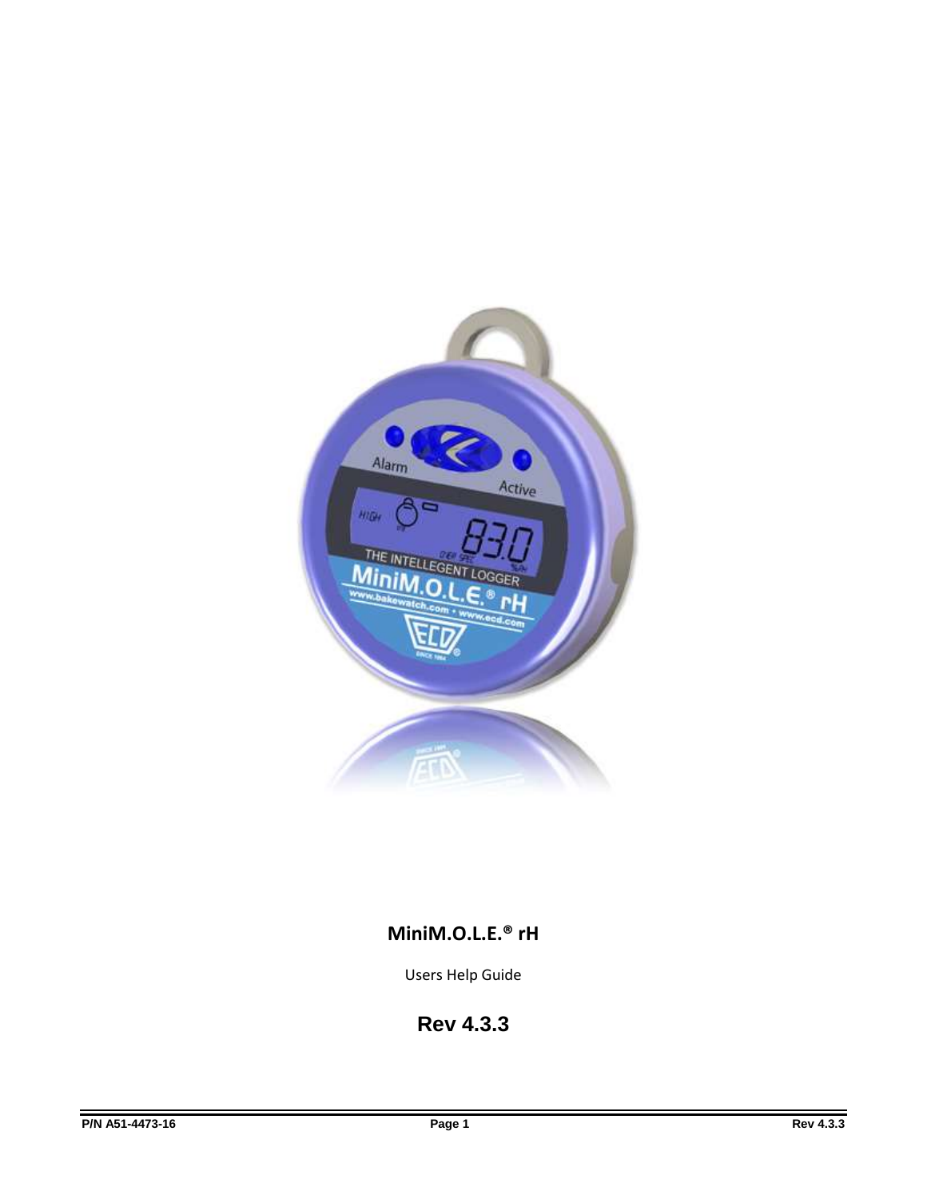# MiniM.O.L.E.® rH

Users Help Guide

**Rev 4.3.3**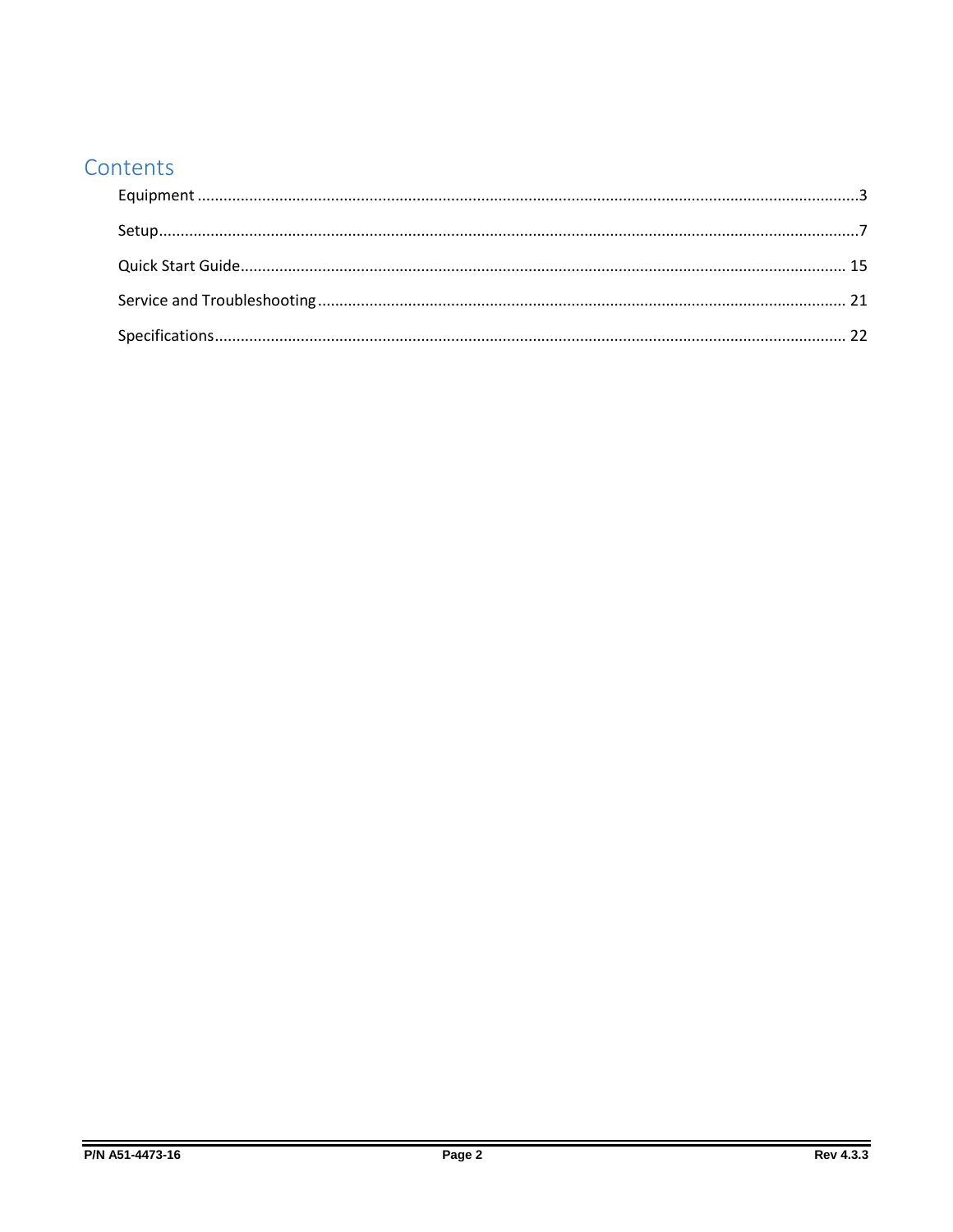# Contents

Equipment ........................................................................................................................................3

Setup.................................................................................................................................................7

Quick Start Guide........................................................................................................................... 15

Service and Troubleshooting.......................................................................................................... 21

Specifications................................................................................................................................. 22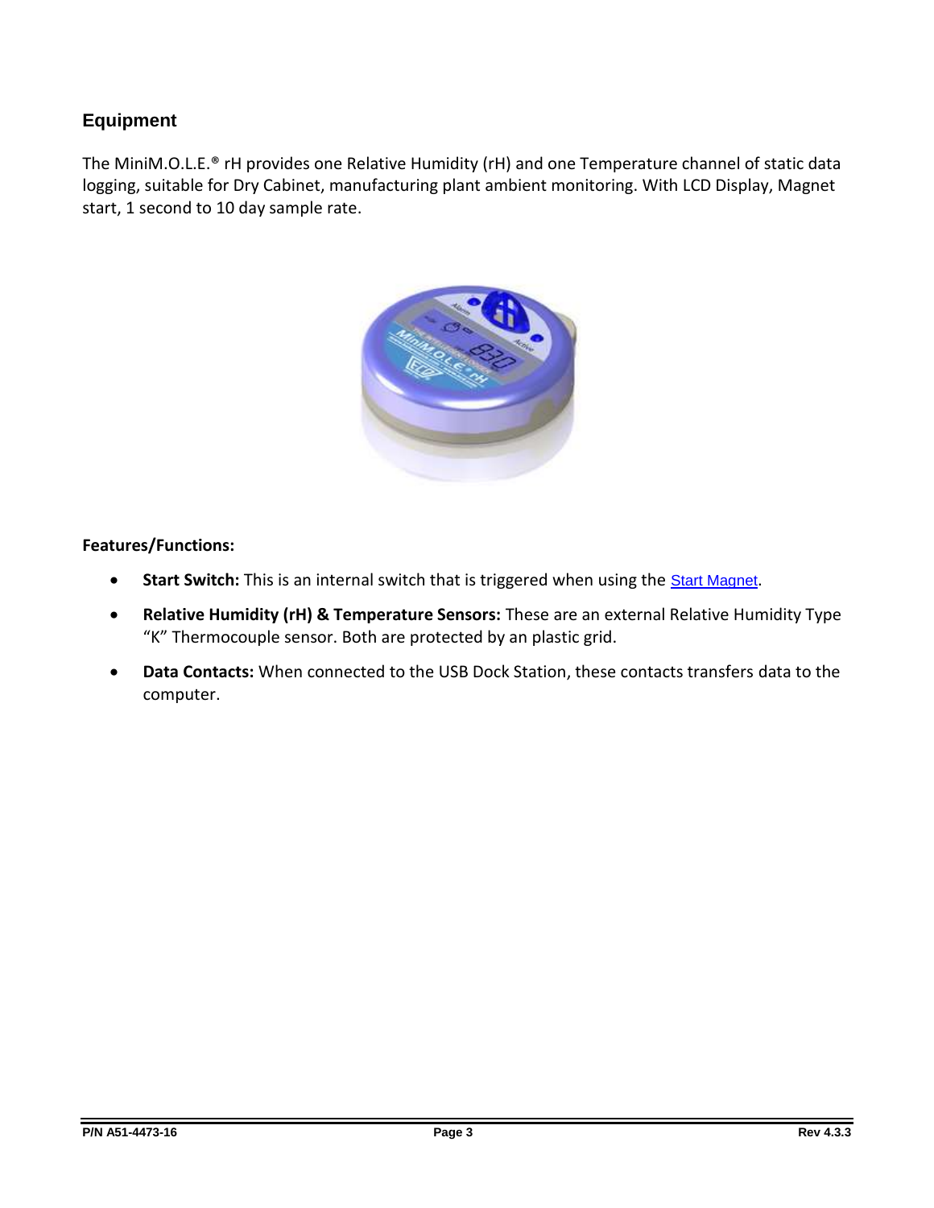## Equipment

The MiniM.O.L.E.® rH provides one Relative Humidity (rH) and one Temperature channel of static data logging, suitable for Dry Cabinet, manufacturing plant ambient monitoring. With LCD Display, Magnet start, 1 second to 10 day sample rate.

**Features/Functions:**

- **Start Switch:** This is an internal switch that is triggered when using the Start Magnet.
- **Relative Humidity (rH) & Temperature Sensors:** These are an external Relative Humidity Type "K" Thermocouple sensor. Both are protected by an plastic grid.
- **Data Contacts:** When connected to the USB Dock Station, these contacts transfers data to the computer.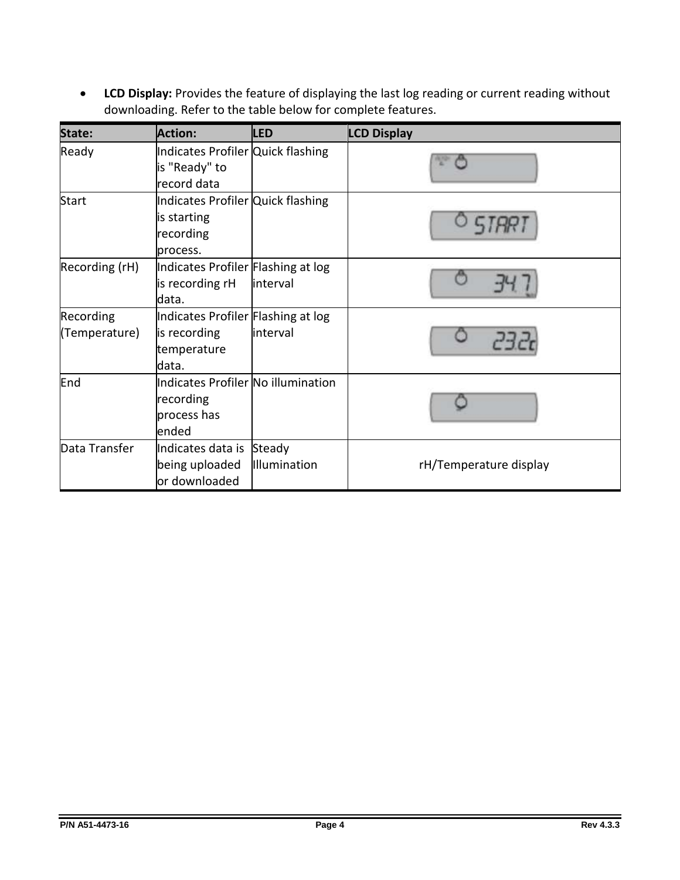- **LCD Display:** Provides the feature of displaying the last log reading or current reading without downloading. Refer to the table below for complete features.

| State: | Action: | LED | LCD Display |
|---|---|---|---|
| Ready | Indicates Profiler is "Ready" to record data | Quick flashing | |
| Start | Indicates Profiler is starting recording process. | Quick flashing | |
| Recording (rH) | Indicates Profiler is recording rH data. | Flashing at log interval | |
| Recording (Temperature) | Indicates Profiler is recording temperature data. | Flashing at log interval | |
| End | Indicates Profiler recording process has ended | No illumination | |
| Data Transfer | Indicates data is being uploaded or downloaded | Steady Illumination | rH/Temperature display |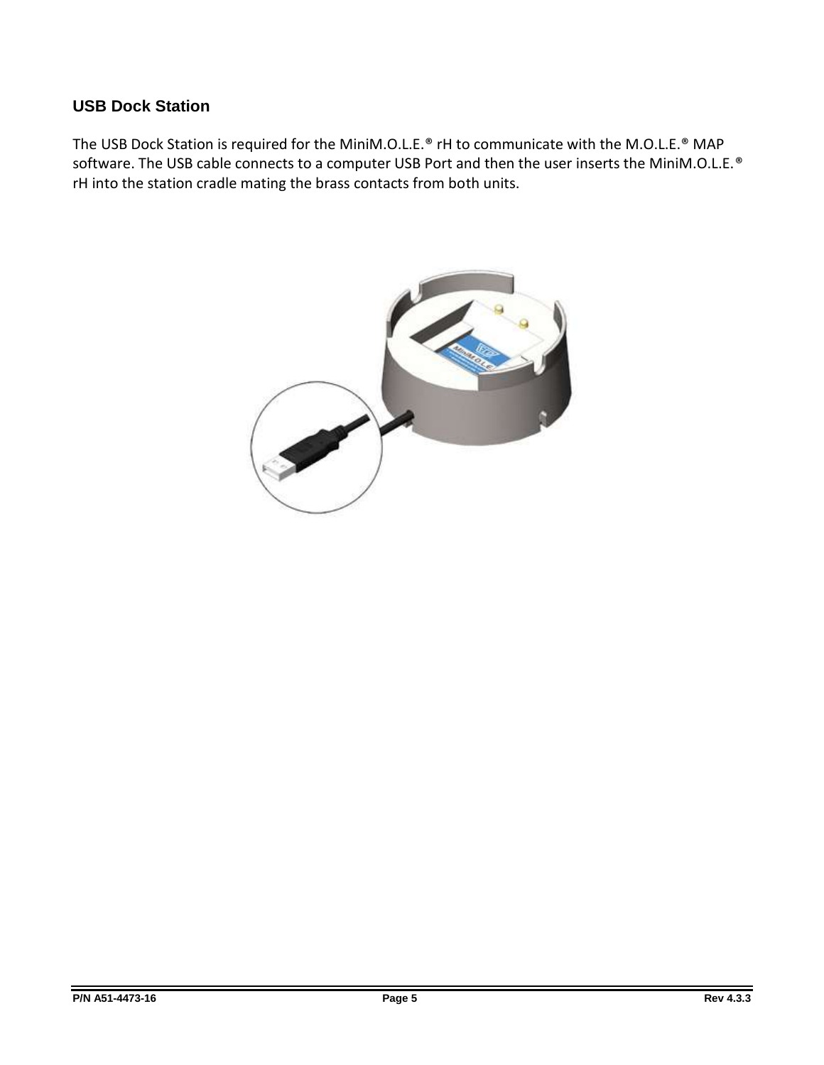## USB Dock Station

The USB Dock Station is required for the MiniM.O.L.E.® rH to communicate with the M.O.L.E.® MAP software. The USB cable connects to a computer USB Port and then the user inserts the MiniM.O.L.E.® rH into the station cradle mating the brass contacts from both units.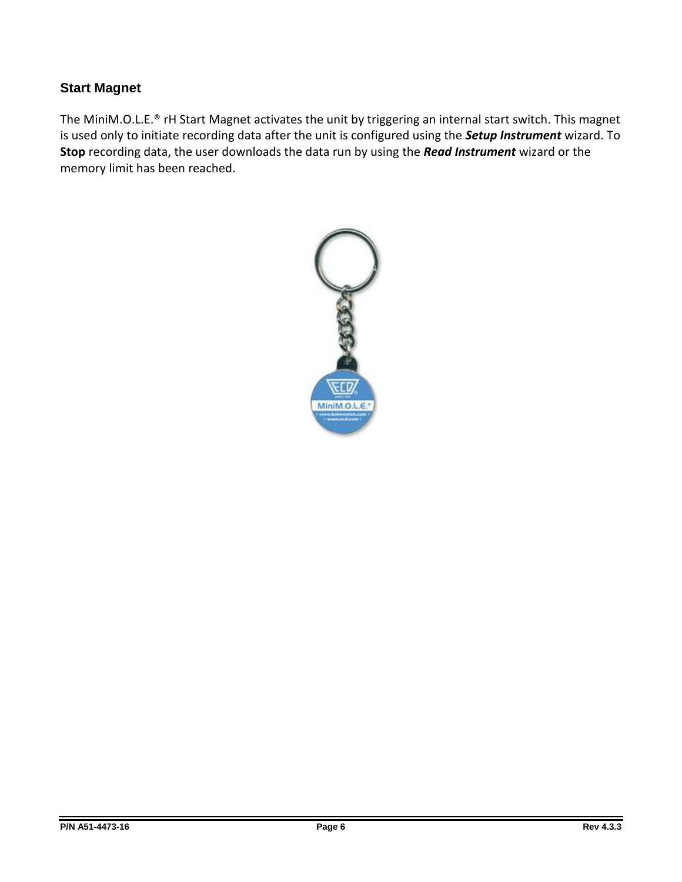## Start Magnet

The MiniM.O.L.E.® rH Start Magnet activates the unit by triggering an internal start switch. This magnet is used only to initiate recording data after the unit is configured using the ***Setup Instrument*** wizard. To **Stop** recording data, the user downloads the data run by using the ***Read Instrument*** wizard or the memory limit has been reached.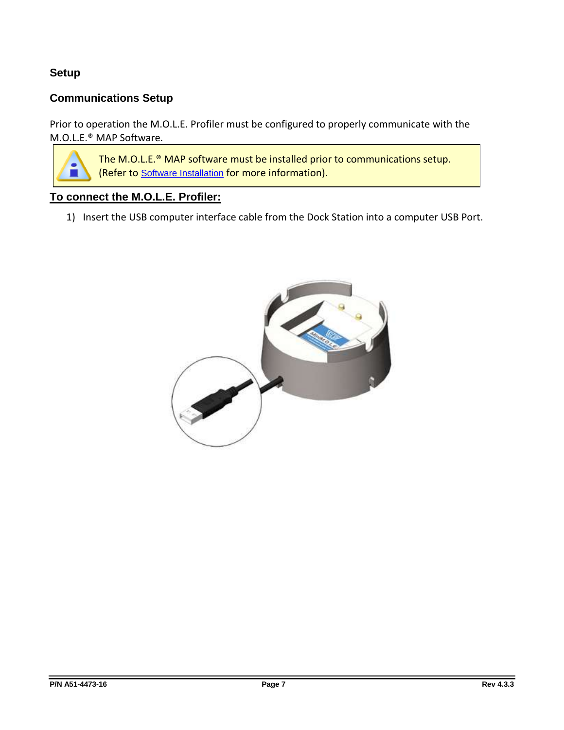# Setup

## Communications Setup

Prior to operation the M.O.L.E. Profiler must be configured to properly communicate with the M.O.L.E.® MAP Software.

> The M.O.L.E.® MAP software must be installed prior to communications setup. (Refer to Software Installation for more information).

**To connect the M.O.L.E. Profiler:**

1) Insert the USB computer interface cable from the Dock Station into a computer USB Port.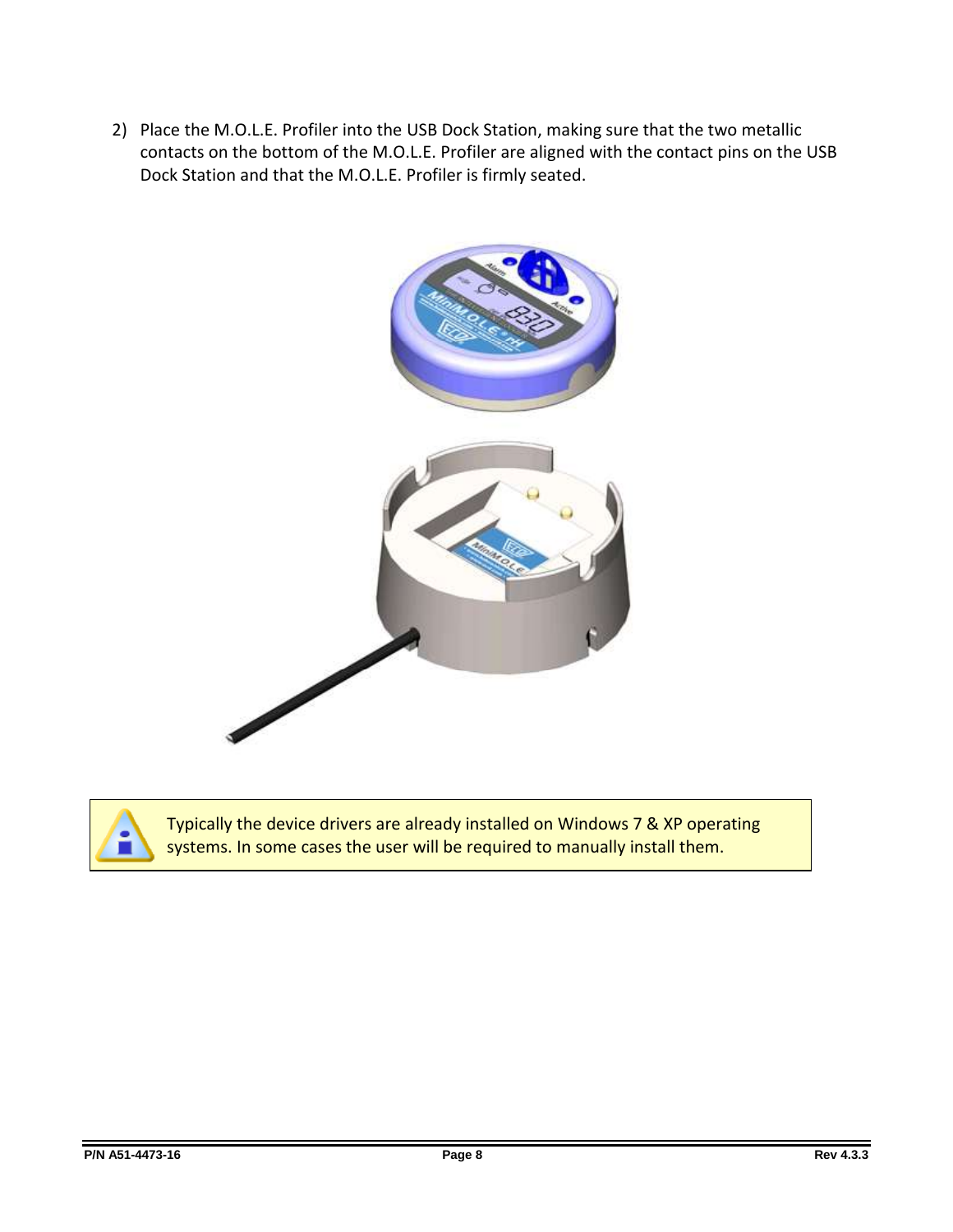2) Place the M.O.L.E. Profiler into the USB Dock Station, making sure that the two metallic contacts on the bottom of the M.O.L.E. Profiler are aligned with the contact pins on the USB Dock Station and that the M.O.L.E. Profiler is firmly seated.

> Typically the device drivers are already installed on Windows 7 & XP operating systems. In some cases the user will be required to manually install them.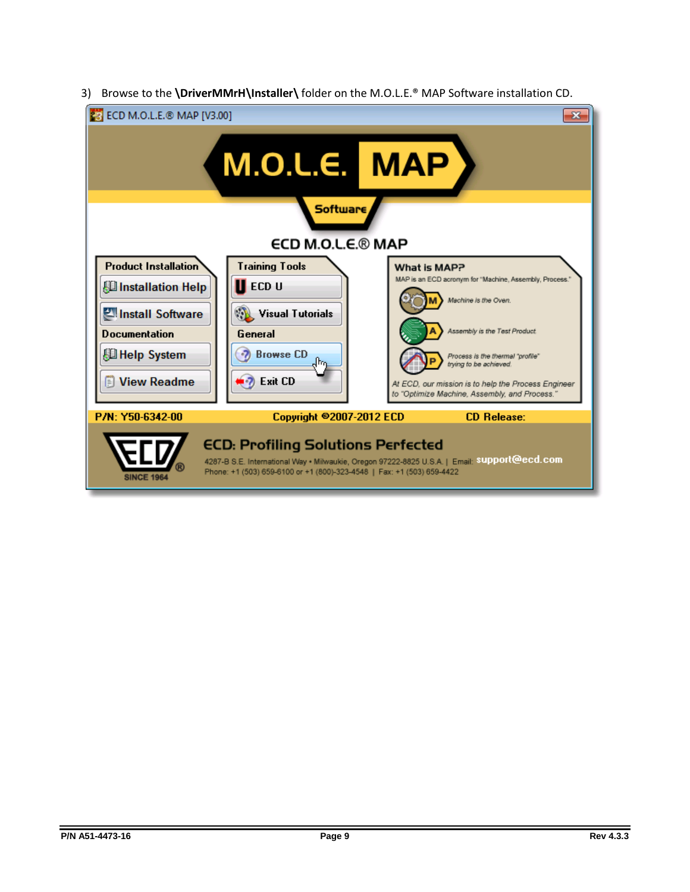3) Browse to the **\DriverMMrH\Installer\** folder on the M.O.L.E.® MAP Software installation CD.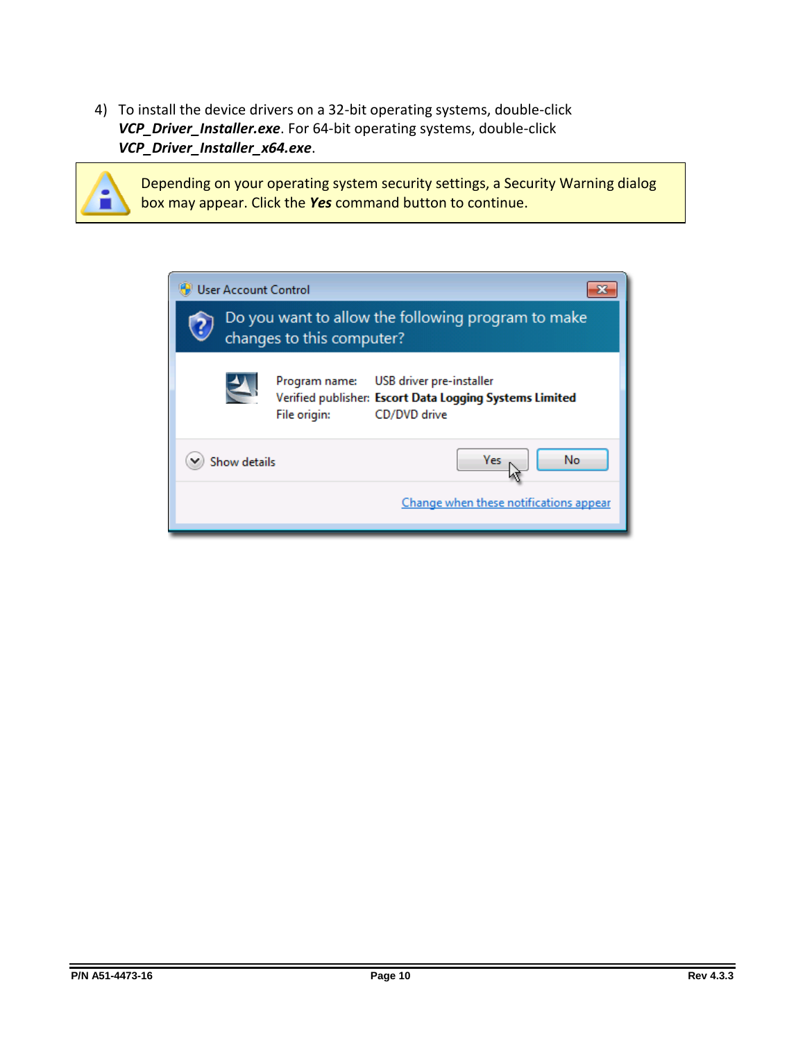4) To install the device drivers on a 32-bit operating systems, double-click ***VCP_Driver_Installer.exe***. For 64-bit operating systems, double-click ***VCP_Driver_Installer_x64.exe***.

> Depending on your operating system security settings, a Security Warning dialog box may appear. Click the ***Yes*** command button to continue.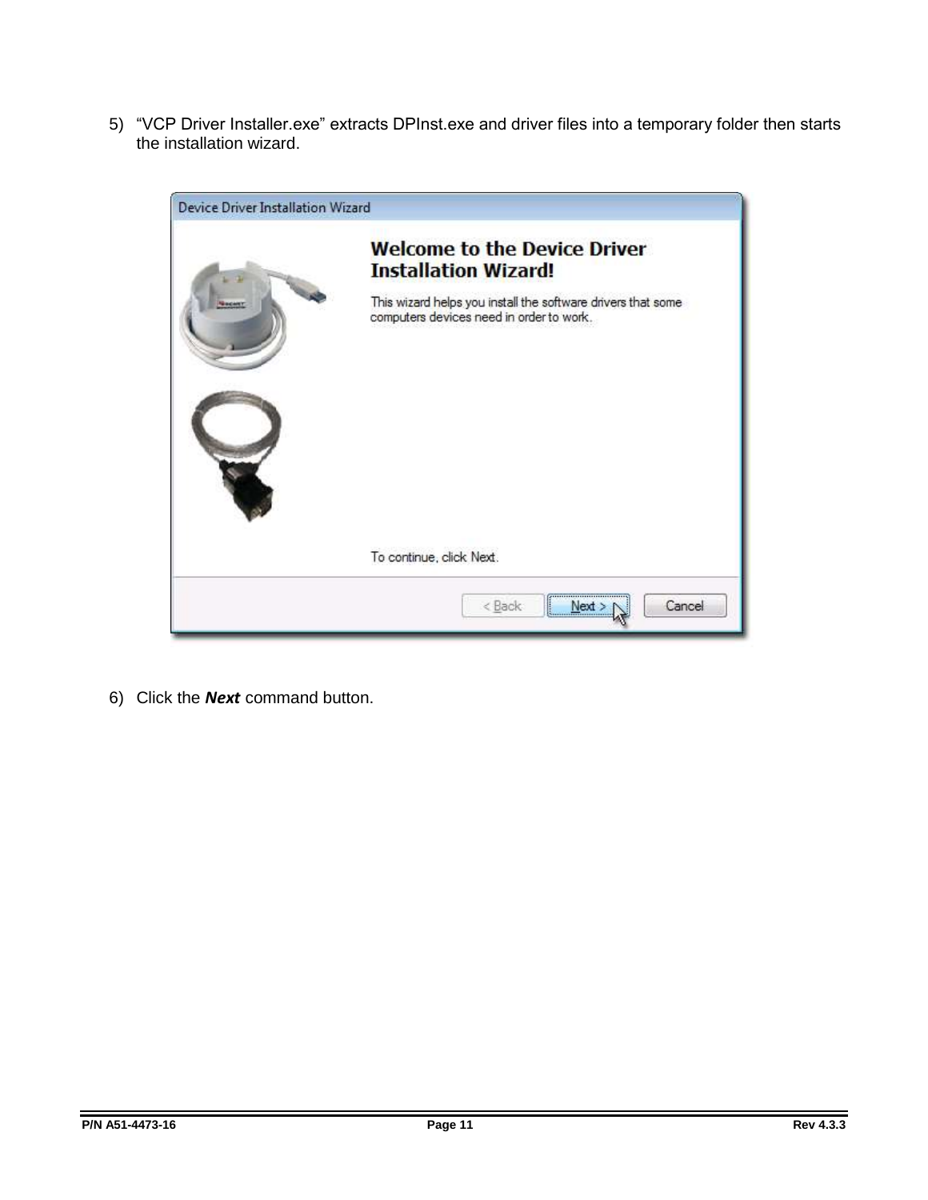5) “VCP Driver Installer.exe” extracts DPInst.exe and driver files into a temporary folder then starts the installation wizard.

6) Click the ***Next*** command button.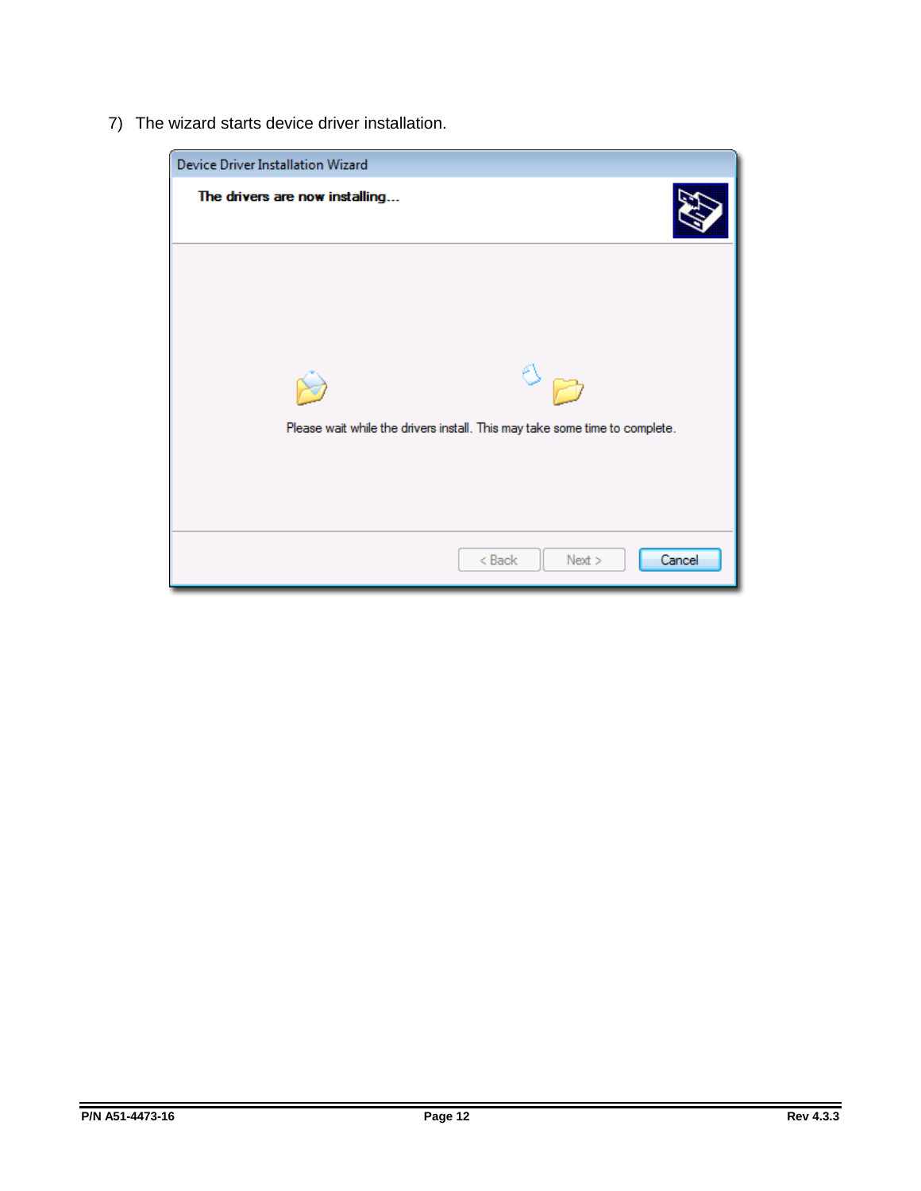7) The wizard starts device driver installation.

Device Driver Installation Wizard

**The drivers are now installing...**

Please wait while the drivers install. This may take some time to complete.

< Back   Next >   Cancel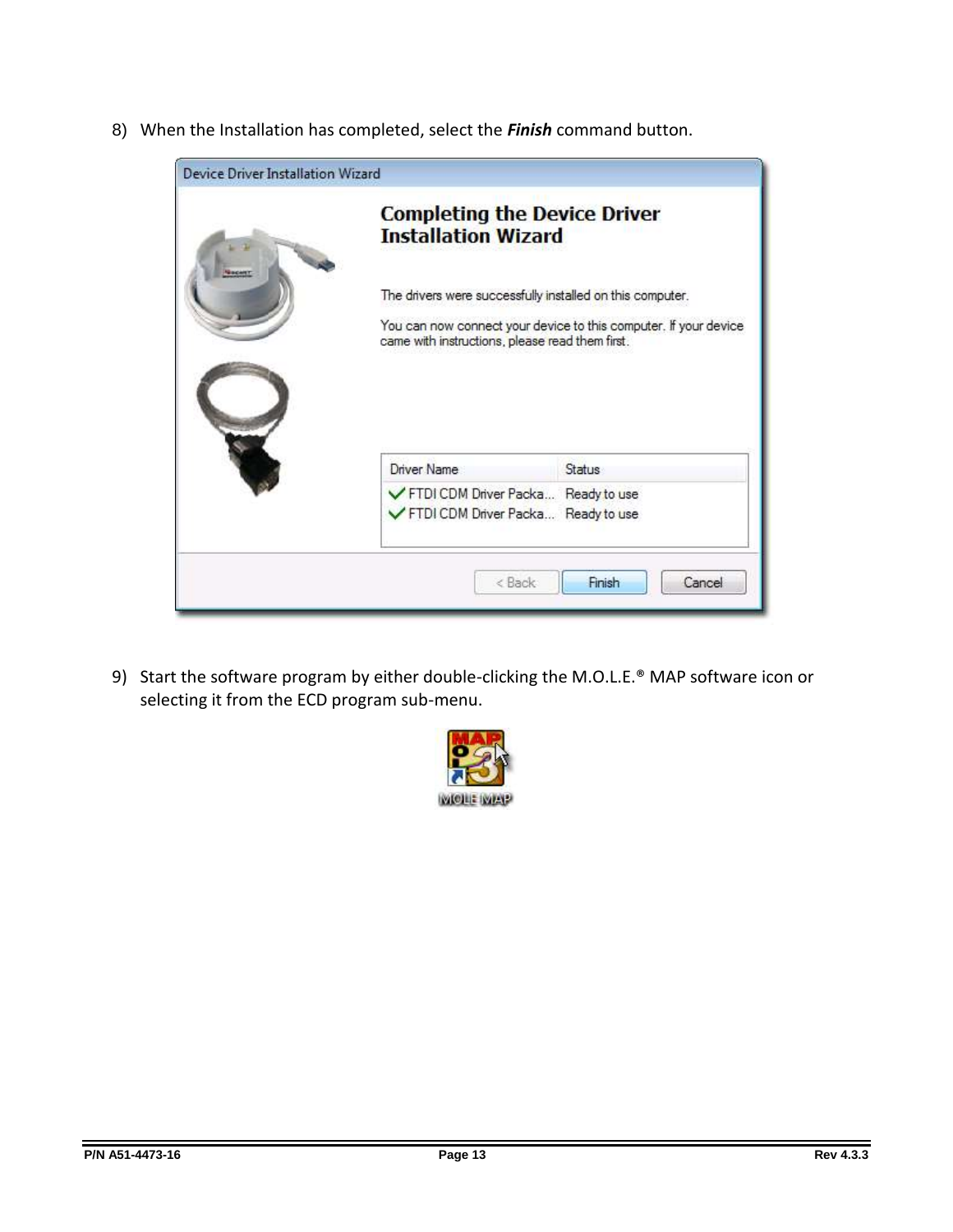8) When the Installation has completed, select the ***Finish*** command button.

9) Start the software program by either double-clicking the M.O.L.E.® MAP software icon or selecting it from the ECD program sub-menu.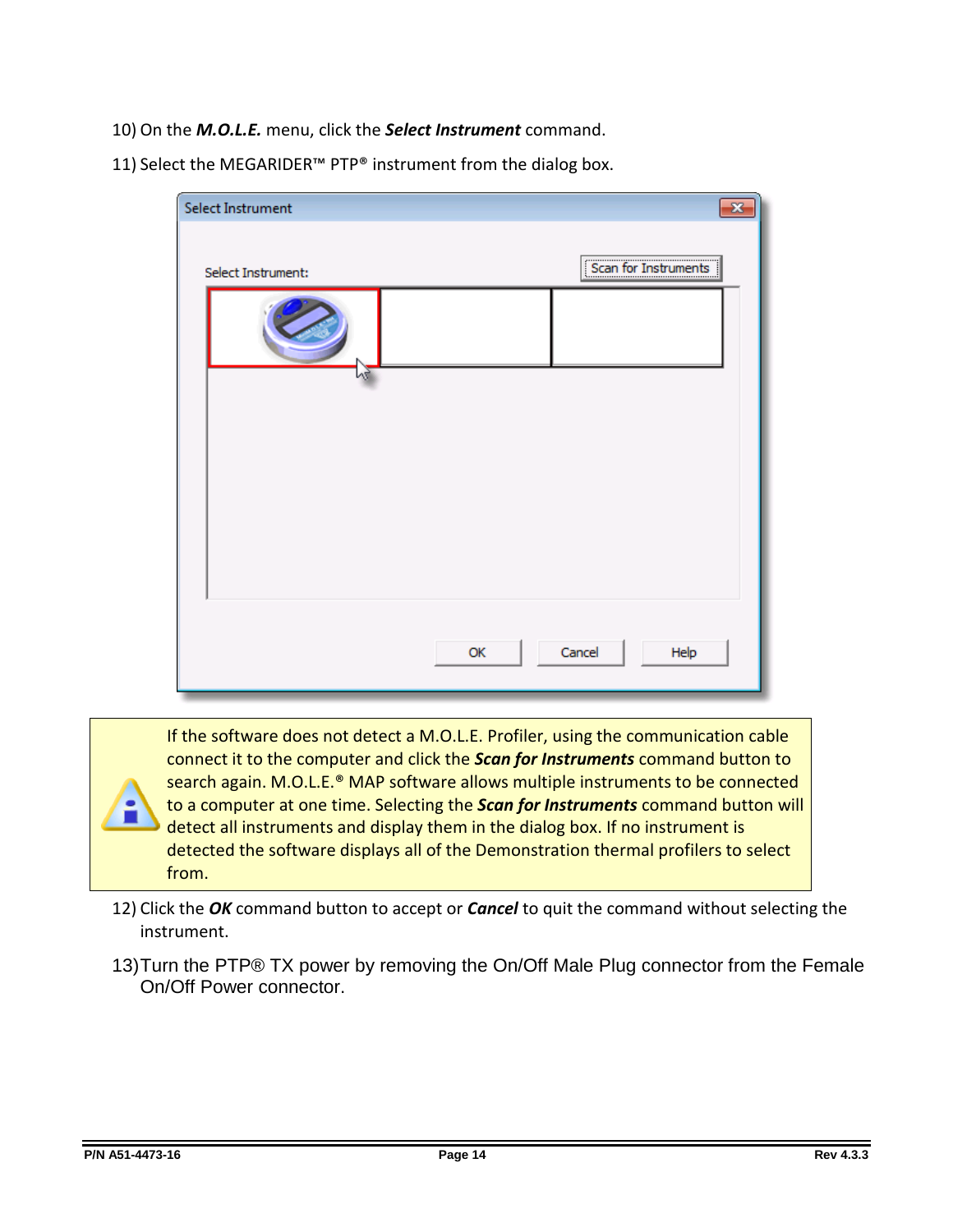10) On the ***M.O.L.E.*** menu, click the ***Select Instrument*** command.

11) Select the MEGARIDER™ PTP® instrument from the dialog box.

If the software does not detect a M.O.L.E. Profiler, using the communication cable connect it to the computer and click the ***Scan for Instruments*** command button to search again. M.O.L.E.® MAP software allows multiple instruments to be connected to a computer at one time. Selecting the ***Scan for Instruments*** command button will detect all instruments and display them in the dialog box. If no instrument is detected the software displays all of the Demonstration thermal profilers to select from.

12) Click the ***OK*** command button to accept or ***Cancel*** to quit the command without selecting the instrument.

13) Turn the PTP® TX power by removing the On/Off Male Plug connector from the Female On/Off Power connector.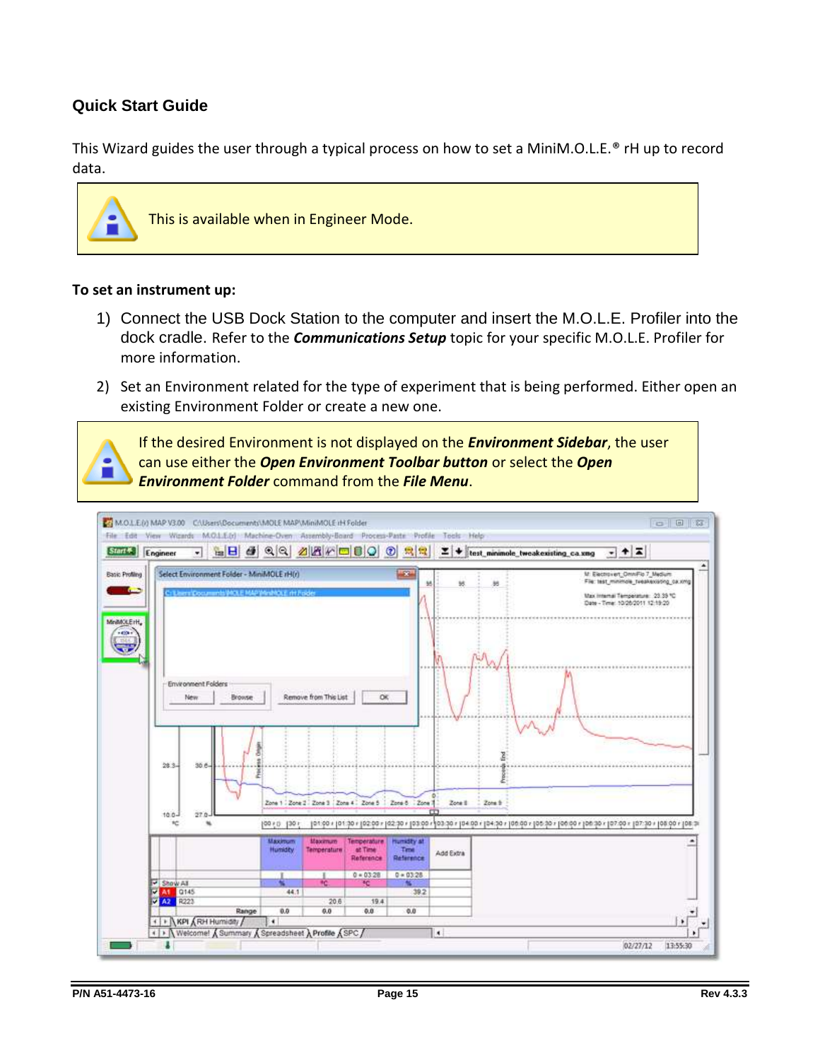## Quick Start Guide

This Wizard guides the user through a typical process on how to set a MiniM.O.L.E.® rH up to record data.

> This is available when in Engineer Mode.

**To set an instrument up:**

1) Connect the USB Dock Station to the computer and insert the M.O.L.E. Profiler into the dock cradle. Refer to the ***Communications Setup*** topic for your specific M.O.L.E. Profiler for more information.

2) Set an Environment related for the type of experiment that is being performed. Either open an existing Environment Folder or create a new one.

> If the desired Environment is not displayed on the ***Environment Sidebar***, the user can use either the ***Open Environment Toolbar button*** or select the ***Open Environment Folder*** command from the ***File Menu***.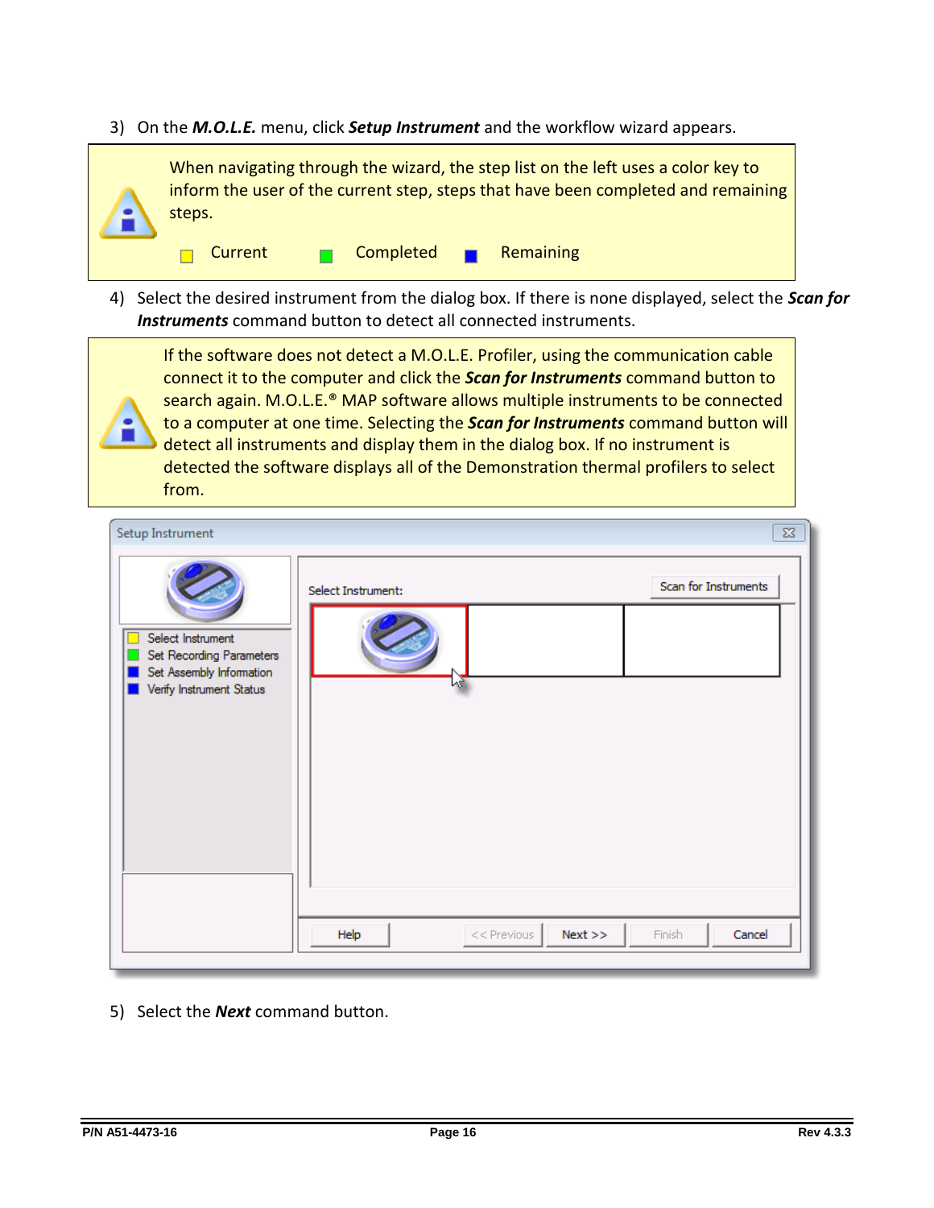3) On the ***M.O.L.E.*** menu, click ***Setup Instrument*** and the workflow wizard appears.

> When navigating through the wizard, the step list on the left uses a color key to inform the user of the current step, steps that have been completed and remaining steps.
>
> Current    Completed    Remaining

4) Select the desired instrument from the dialog box. If there is none displayed, select the ***Scan for Instruments*** command button to detect all connected instruments.

> If the software does not detect a M.O.L.E. Profiler, using the communication cable connect it to the computer and click the ***Scan for Instruments*** command button to search again. M.O.L.E.® MAP software allows multiple instruments to be connected to a computer at one time. Selecting the ***Scan for Instruments*** command button will detect all instruments and display them in the dialog box. If no instrument is detected the software displays all of the Demonstration thermal profilers to select from.

5) Select the ***Next*** command button.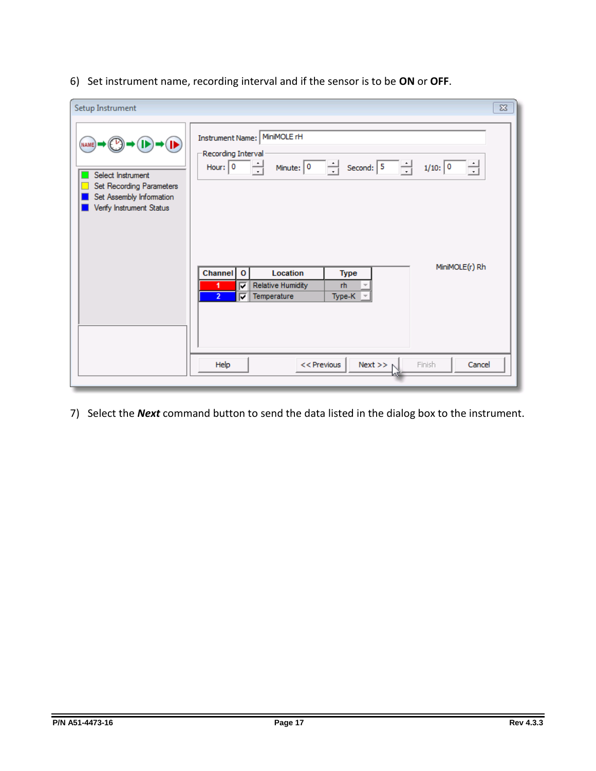6) Set instrument name, recording interval and if the sensor is to be **ON** or **OFF**.

Setup Instrument

- Select Instrument
- Set Recording Parameters
- Set Assembly Information
- Verify Instrument Status

Instrument Name: MiniMOLE rH

Recording Interval

Hour: 0 Minute: 0 Second: 5 1/10: 0

| Channel | O | Location | Type |
|---|---|---|---|
| 1 | ☑ | Relative Humidity | rh |
| 2 | ☑ | Temperature | Type-K |

MiniMOLE(r) Rh

Help | << Previous | Next >> | Finish | Cancel

7) Select the ***Next*** command button to send the data listed in the dialog box to the instrument.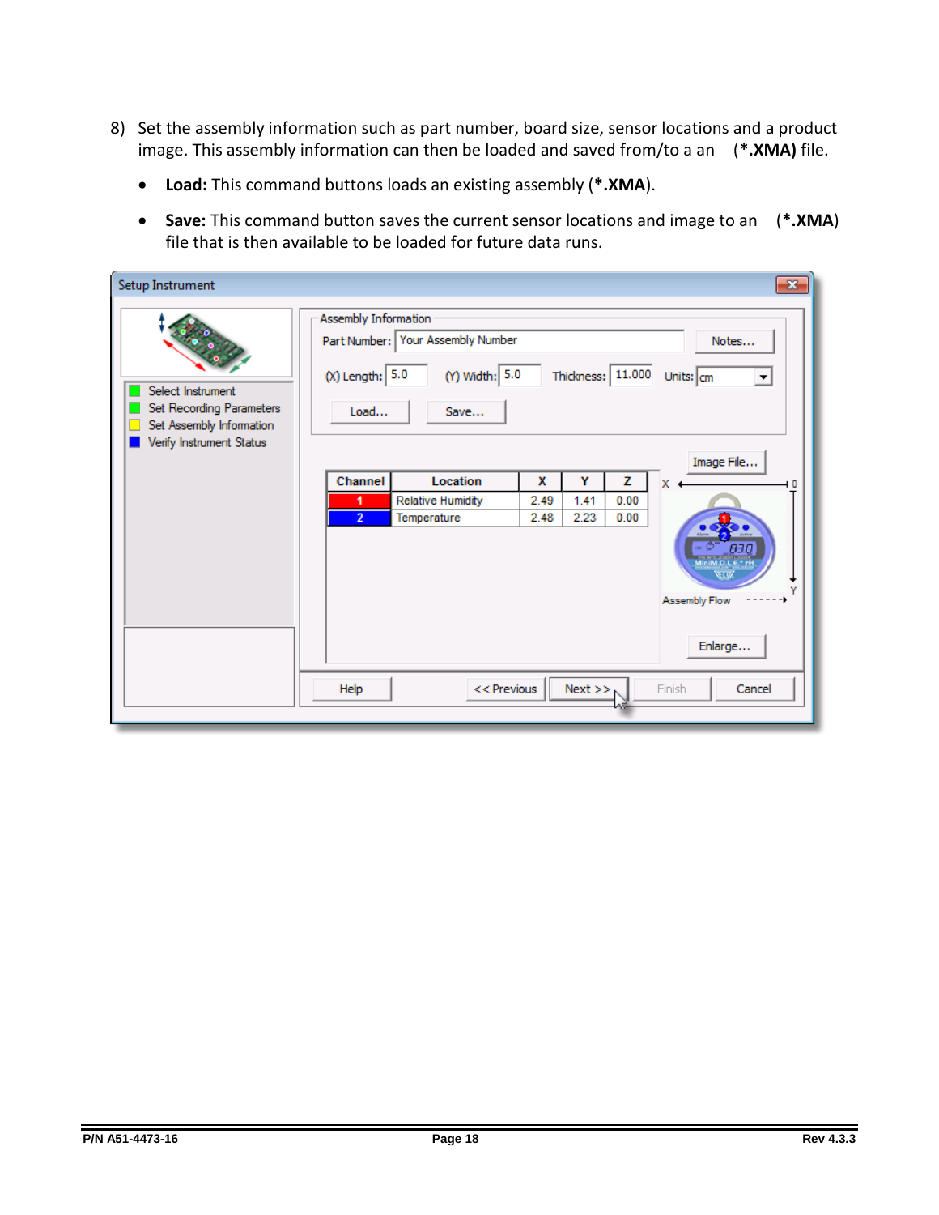8) Set the assembly information such as part number, board size, sensor locations and a product image. This assembly information can then be loaded and saved from/to a an (**\*.XMA)** file.

- **Load:** This command buttons loads an existing assembly (**\*.XMA**).
- **Save:** This command button saves the current sensor locations and image to an (**\*.XMA**) file that is then available to be loaded for future data runs.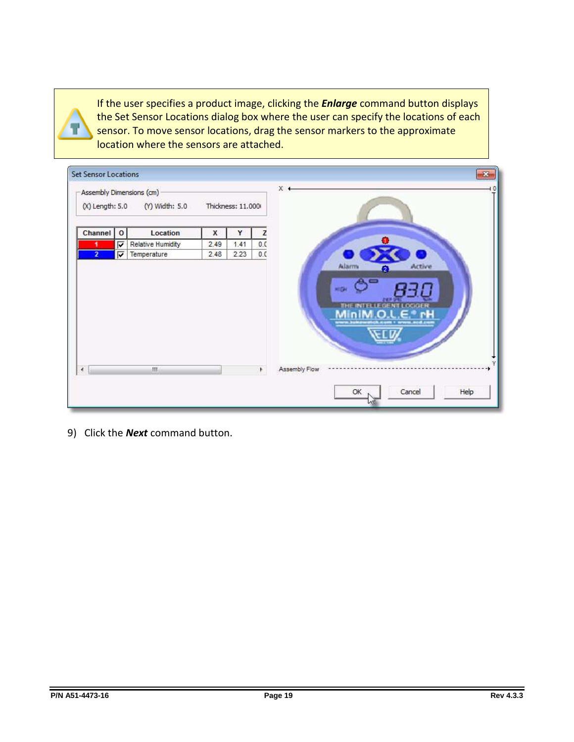If the user specifies a product image, clicking the ***Enlarge*** command button displays the Set Sensor Locations dialog box where the user can specify the locations of each sensor. To move sensor locations, drag the sensor markers to the approximate location where the sensors are attached.

9) Click the ***Next*** command button.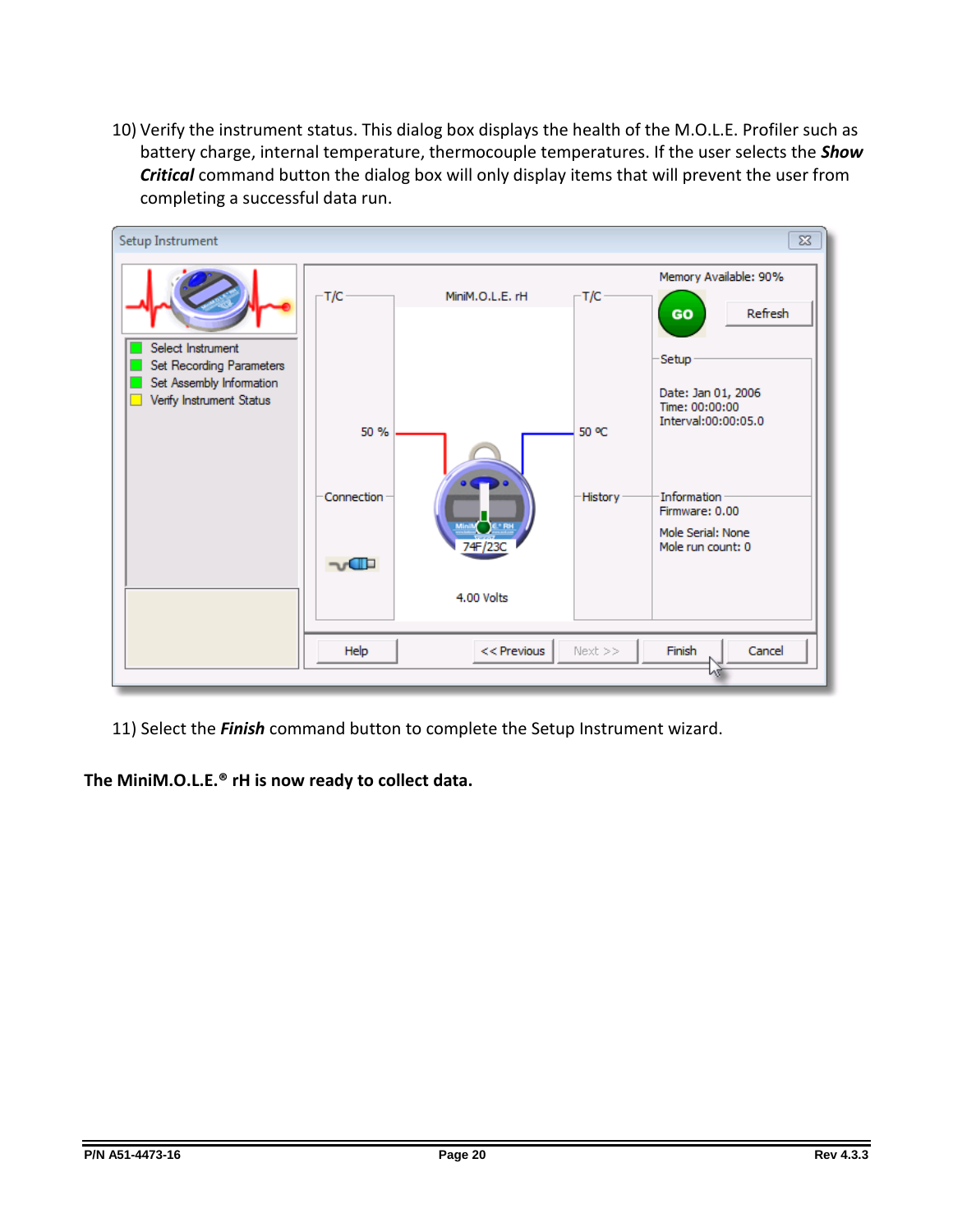10) Verify the instrument status. This dialog box displays the health of the M.O.L.E. Profiler such as battery charge, internal temperature, thermocouple temperatures. If the user selects the ***Show Critical*** command button the dialog box will only display items that will prevent the user from completing a successful data run.

11) Select the ***Finish*** command button to complete the Setup Instrument wizard.

**The MiniM.O.L.E.® rH is now ready to collect data.**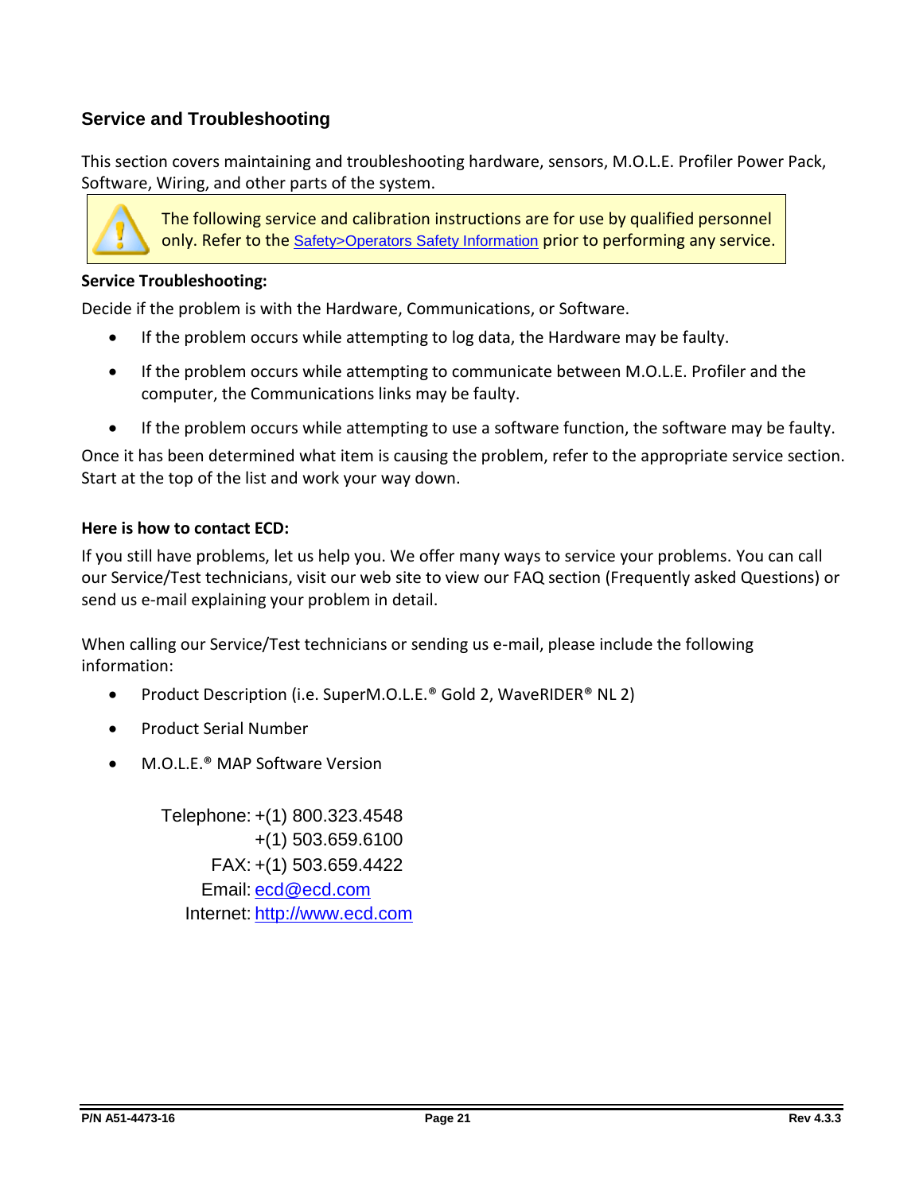## Service and Troubleshooting

This section covers maintaining and troubleshooting hardware, sensors, M.O.L.E. Profiler Power Pack, Software, Wiring, and other parts of the system.

> The following service and calibration instructions are for use by qualified personnel only. Refer to the Safety>Operators Safety Information prior to performing any service.

**Service Troubleshooting:**

Decide if the problem is with the Hardware, Communications, or Software.

- If the problem occurs while attempting to log data, the Hardware may be faulty.
- If the problem occurs while attempting to communicate between M.O.L.E. Profiler and the computer, the Communications links may be faulty.
- If the problem occurs while attempting to use a software function, the software may be faulty.

Once it has been determined what item is causing the problem, refer to the appropriate service section. Start at the top of the list and work your way down.

**Here is how to contact ECD:**

If you still have problems, let us help you. We offer many ways to service your problems. You can call our Service/Test technicians, visit our web site to view our FAQ section (Frequently asked Questions) or send us e-mail explaining your problem in detail.

When calling our Service/Test technicians or sending us e-mail, please include the following information:

- Product Description (i.e. SuperM.O.L.E.® Gold 2, WaveRIDER® NL 2)
- Product Serial Number
- M.O.L.E.® MAP Software Version

Telephone: +(1) 800.323.4548
+(1) 503.659.6100
FAX: +(1) 503.659.4422
Email: ecd@ecd.com
Internet: http://www.ecd.com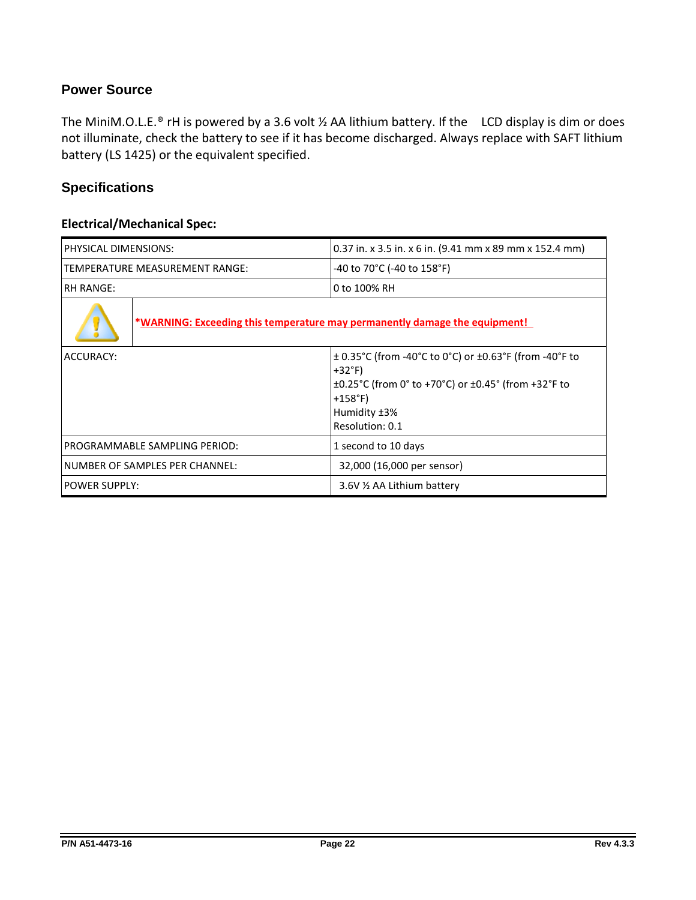## Power Source

The MiniM.O.L.E.® rH is powered by a 3.6 volt ½ AA lithium battery. If the LCD display is dim or does not illuminate, check the battery to see if it has become discharged. Always replace with SAFT lithium battery (LS 1425) or the equivalent specified.

## Specifications

### Electrical/Mechanical Spec:

| | |
|---|---|
| PHYSICAL DIMENSIONS: | 0.37 in. x 3.5 in. x 6 in. (9.41 mm x 89 mm x 152.4 mm) |
| TEMPERATURE MEASUREMENT RANGE: | -40 to 70°C (-40 to 158°F) |
| RH RANGE: | 0 to 100% RH |
| *WARNING: Exceeding this temperature may permanently damage the equipment! | |
| ACCURACY: | ± 0.35°C (from -40°C to 0°C) or ±0.63°F (from -40°F to +32°F)<br>±0.25°C (from 0° to +70°C) or ±0.45° (from +32°F to +158°F)<br>Humidity ±3%<br>Resolution: 0.1 |
| PROGRAMMABLE SAMPLING PERIOD: | 1 second to 10 days |
| NUMBER OF SAMPLES PER CHANNEL: | 32,000 (16,000 per sensor) |
| POWER SUPPLY: | 3.6V ½ AA Lithium battery |